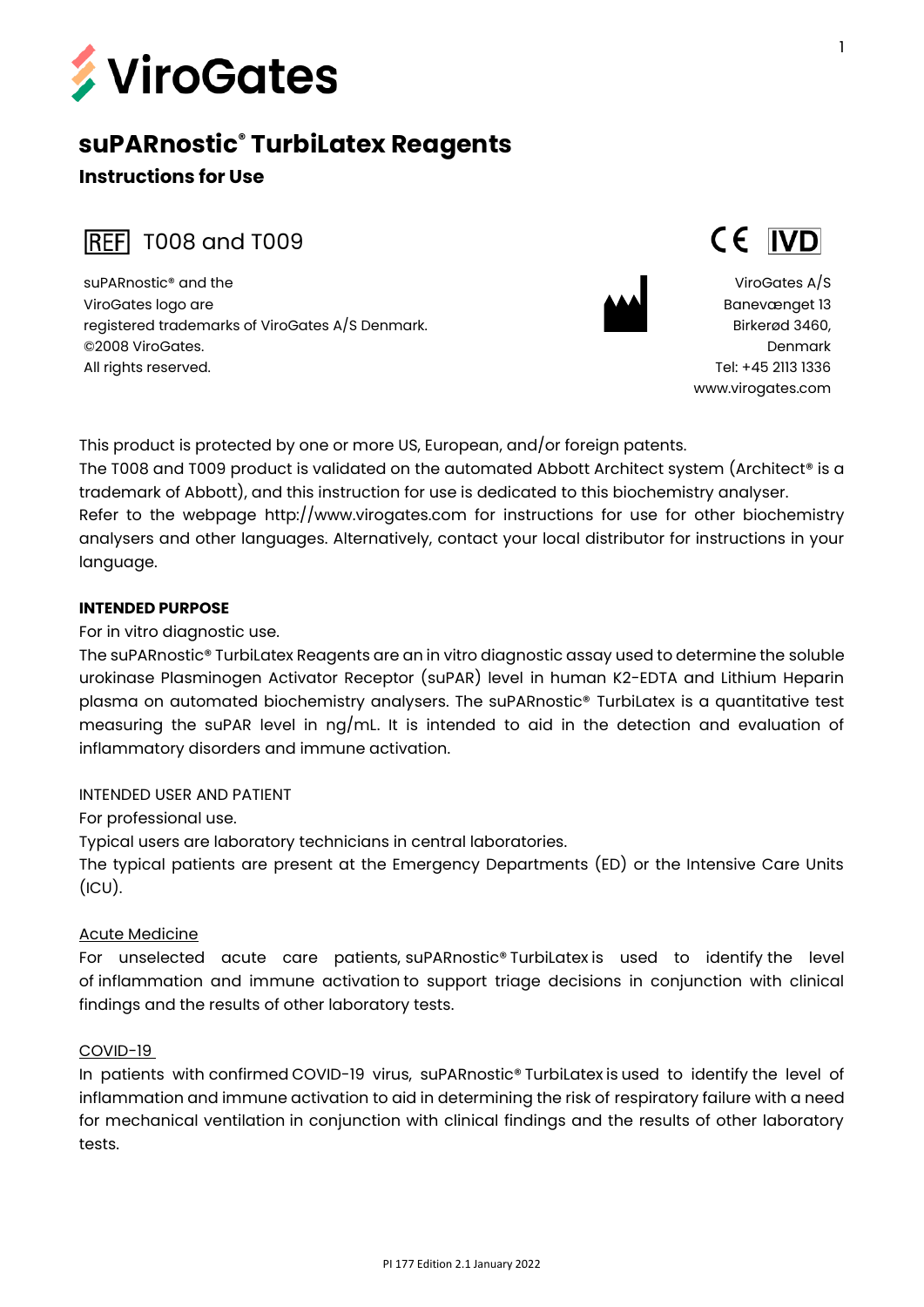# ViroGates

# suPARnostic® TurbiLatex Reagents

## Instructions for Use

REF T008 and T009

CE IVD

suPARnostic® and the
ViroGates logo are
registered trademarks of ViroGates A/S Denmark.
©2008 ViroGates.
All rights reserved.

ViroGates A/S
Banevænget 13
Birkerød 3460,
Denmark
Tel: +45 2113 1336
www.virogates.com

This product is protected by one or more US, European, and/or foreign patents.
The T008 and T009 product is validated on the automated Abbott Architect system (Architect® is a trademark of Abbott), and this instruction for use is dedicated to this biochemistry analyser.
Refer to the webpage http://www.virogates.com for instructions for use for other biochemistry analysers and other languages. Alternatively, contact your local distributor for instructions in your language.

**INTENDED PURPOSE**

For in vitro diagnostic use.
The suPARnostic® TurbiLatex Reagents are an in vitro diagnostic assay used to determine the soluble urokinase Plasminogen Activator Receptor (suPAR) level in human K2-EDTA and Lithium Heparin plasma on automated biochemistry analysers. The suPARnostic® TurbiLatex is a quantitative test measuring the suPAR level in ng/mL. It is intended to aid in the detection and evaluation of inflammatory disorders and immune activation.

INTENDED USER AND PATIENT

For professional use.
Typical users are laboratory technicians in central laboratories.
The typical patients are present at the Emergency Departments (ED) or the Intensive Care Units (ICU).

Acute Medicine

For unselected acute care patients, suPARnostic® TurbiLatex is used to identify the level of inflammation and immune activation to support triage decisions in conjunction with clinical findings and the results of other laboratory tests.

COVID-19

In patients with confirmed COVID-19 virus, suPARnostic® TurbiLatex is used to identify the level of inflammation and immune activation to aid in determining the risk of respiratory failure with a need for mechanical ventilation in conjunction with clinical findings and the results of other laboratory tests.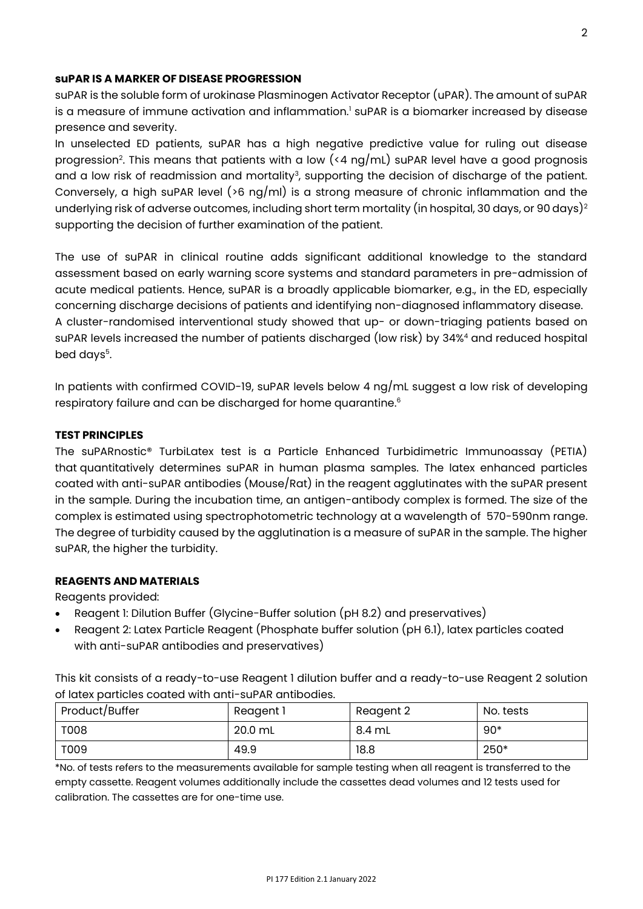**suPAR IS A MARKER OF DISEASE PROGRESSION**

suPAR is the soluble form of urokinase Plasminogen Activator Receptor (uPAR). The amount of suPAR is a measure of immune activation and inflammation.[1] suPAR is a biomarker increased by disease presence and severity.

In unselected ED patients, suPAR has a high negative predictive value for ruling out disease progression[2]. This means that patients with a low (<4 ng/mL) suPAR level have a good prognosis and a low risk of readmission and mortality[3], supporting the decision of discharge of the patient. Conversely, a high suPAR level (>6 ng/ml) is a strong measure of chronic inflammation and the underlying risk of adverse outcomes, including short term mortality (in hospital, 30 days, or 90 days)[2] supporting the decision of further examination of the patient.

The use of suPAR in clinical routine adds significant additional knowledge to the standard assessment based on early warning score systems and standard parameters in pre-admission of acute medical patients. Hence, suPAR is a broadly applicable biomarker, e.g., in the ED, especially concerning discharge decisions of patients and identifying non-diagnosed inflammatory disease.

A cluster-randomised interventional study showed that up- or down-triaging patients based on suPAR levels increased the number of patients discharged (low risk) by 34%[4] and reduced hospital bed days[5].

In patients with confirmed COVID-19, suPAR levels below 4 ng/mL suggest a low risk of developing respiratory failure and can be discharged for home quarantine.[6]

**TEST PRINCIPLES**

The suPARnostic® TurbiLatex test is a Particle Enhanced Turbidimetric Immunoassay (PETIA) that quantitatively determines suPAR in human plasma samples. The latex enhanced particles coated with anti-suPAR antibodies (Mouse/Rat) in the reagent agglutinates with the suPAR present in the sample. During the incubation time, an antigen-antibody complex is formed. The size of the complex is estimated using spectrophotometric technology at a wavelength of 570-590nm range. The degree of turbidity caused by the agglutination is a measure of suPAR in the sample. The higher suPAR, the higher the turbidity.

**REAGENTS AND MATERIALS**

Reagents provided:

- Reagent 1: Dilution Buffer (Glycine-Buffer solution (pH 8.2) and preservatives)
- Reagent 2: Latex Particle Reagent (Phosphate buffer solution (pH 6.1), latex particles coated with anti-suPAR antibodies and preservatives)

This kit consists of a ready-to-use Reagent 1 dilution buffer and a ready-to-use Reagent 2 solution of latex particles coated with anti-suPAR antibodies.

| Product/Buffer | Reagent 1 | Reagent 2 | No. tests |
|---|---|---|---|
| T008 | 20.0 mL | 8.4 mL | 90* |
| T009 | 49.9 | 18.8 | 250* |

*No. of tests refers to the measurements available for sample testing when all reagent is transferred to the empty cassette. Reagent volumes additionally include the cassettes dead volumes and 12 tests used for calibration. The cassettes are for one-time use.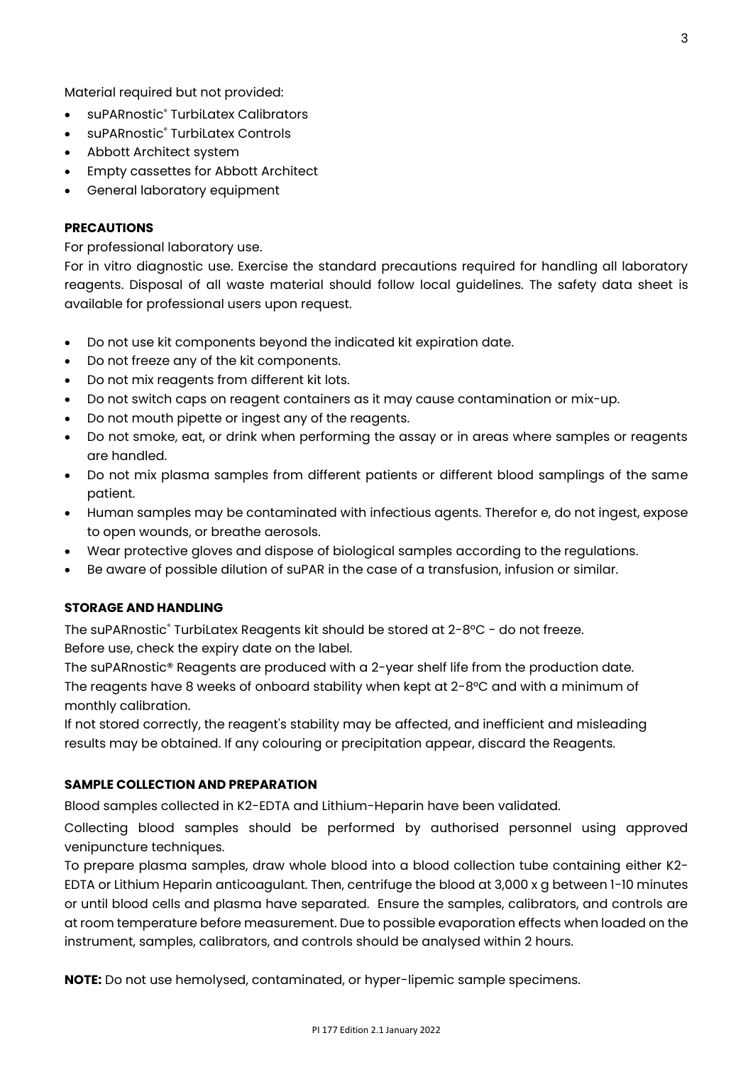Material required but not provided:

- suPARnostic® TurbiLatex Calibrators
- suPARnostic® TurbiLatex Controls
- Abbott Architect system
- Empty cassettes for Abbott Architect
- General laboratory equipment

**PRECAUTIONS**

For professional laboratory use.

For in vitro diagnostic use. Exercise the standard precautions required for handling all laboratory reagents. Disposal of all waste material should follow local guidelines. The safety data sheet is available for professional users upon request.

- Do not use kit components beyond the indicated kit expiration date.
- Do not freeze any of the kit components.
- Do not mix reagents from different kit lots.
- Do not switch caps on reagent containers as it may cause contamination or mix-up.
- Do not mouth pipette or ingest any of the reagents.
- Do not smoke, eat, or drink when performing the assay or in areas where samples or reagents are handled.
- Do not mix plasma samples from different patients or different blood samplings of the same patient.
- Human samples may be contaminated with infectious agents. Therefor e, do not ingest, expose to open wounds, or breathe aerosols.
- Wear protective gloves and dispose of biological samples according to the regulations.
- Be aware of possible dilution of suPAR in the case of a transfusion, infusion or similar.

**STORAGE AND HANDLING**

The suPARnostic® TurbiLatex Reagents kit should be stored at 2-8ºC - do not freeze.
Before use, check the expiry date on the label.
The suPARnostic® Reagents are produced with a 2-year shelf life from the production date.
The reagents have 8 weeks of onboard stability when kept at 2-8ºC and with a minimum of monthly calibration.
If not stored correctly, the reagent's stability may be affected, and inefficient and misleading results may be obtained. If any colouring or precipitation appear, discard the Reagents.

**SAMPLE COLLECTION AND PREPARATION**

Blood samples collected in K2-EDTA and Lithium-Heparin have been validated.

Collecting blood samples should be performed by authorised personnel using approved venipuncture techniques.

To prepare plasma samples, draw whole blood into a blood collection tube containing either K2-EDTA or Lithium Heparin anticoagulant. Then, centrifuge the blood at 3,000 x g between 1-10 minutes or until blood cells and plasma have separated. Ensure the samples, calibrators, and controls are at room temperature before measurement. Due to possible evaporation effects when loaded on the instrument, samples, calibrators, and controls should be analysed within 2 hours.

**NOTE:** Do not use hemolysed, contaminated, or hyper-lipemic sample specimens.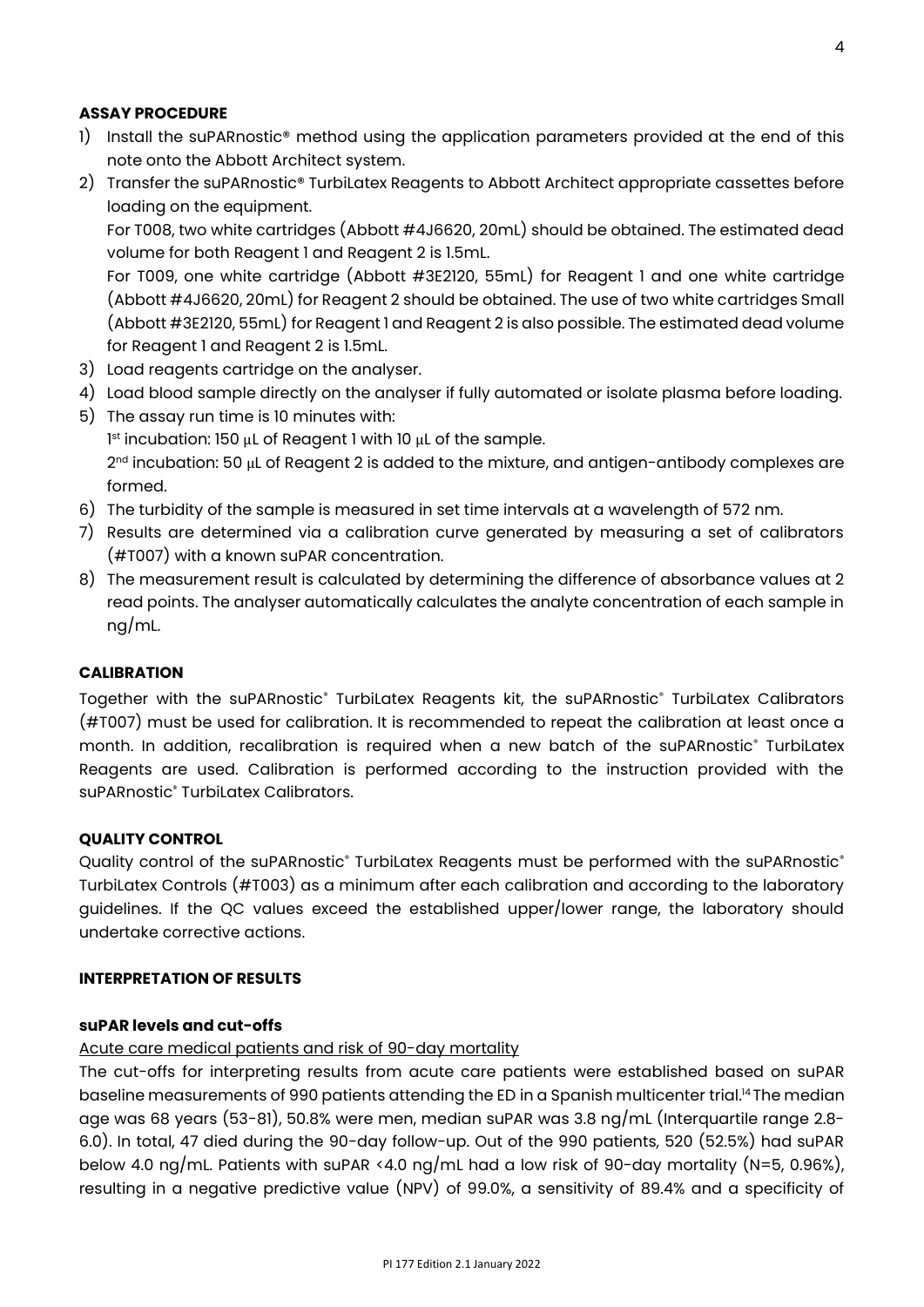**ASSAY PROCEDURE**

1) Install the suPARnostic® method using the application parameters provided at the end of this note onto the Abbott Architect system.
2) Transfer the suPARnostic® TurbiLatex Reagents to Abbott Architect appropriate cassettes before loading on the equipment.
   For T008, two white cartridges (Abbott #4J6620, 20mL) should be obtained. The estimated dead volume for both Reagent 1 and Reagent 2 is 1.5mL.
   For T009, one white cartridge (Abbott #3E2120, 55mL) for Reagent 1 and one white cartridge (Abbott #4J6620, 20mL) for Reagent 2 should be obtained. The use of two white cartridges Small (Abbott #3E2120, 55mL) for Reagent 1 and Reagent 2 is also possible. The estimated dead volume for Reagent 1 and Reagent 2 is 1.5mL.
3) Load reagents cartridge on the analyser.
4) Load blood sample directly on the analyser if fully automated or isolate plasma before loading.
5) The assay run time is 10 minutes with:
   1st incubation: 150 µL of Reagent 1 with 10 µL of the sample.
   2nd incubation: 50 µL of Reagent 2 is added to the mixture, and antigen-antibody complexes are formed.
6) The turbidity of the sample is measured in set time intervals at a wavelength of 572 nm.
7) Results are determined via a calibration curve generated by measuring a set of calibrators (#T007) with a known suPAR concentration.
8) The measurement result is calculated by determining the difference of absorbance values at 2 read points. The analyser automatically calculates the analyte concentration of each sample in ng/mL.

**CALIBRATION**

Together with the suPARnostic® TurbiLatex Reagents kit, the suPARnostic® TurbiLatex Calibrators (#T007) must be used for calibration. It is recommended to repeat the calibration at least once a month. In addition, recalibration is required when a new batch of the suPARnostic® TurbiLatex Reagents are used. Calibration is performed according to the instruction provided with the suPARnostic® TurbiLatex Calibrators.

**QUALITY CONTROL**

Quality control of the suPARnostic® TurbiLatex Reagents must be performed with the suPARnostic® TurbiLatex Controls (#T003) as a minimum after each calibration and according to the laboratory guidelines. If the QC values exceed the established upper/lower range, the laboratory should undertake corrective actions.

**INTERPRETATION OF RESULTS**

**suPAR levels and cut-offs**

Acute care medical patients and risk of 90-day mortality

The cut-offs for interpreting results from acute care patients were established based on suPAR baseline measurements of 990 patients attending the ED in a Spanish multicenter trial.[14] The median age was 68 years (53-81), 50.8% were men, median suPAR was 3.8 ng/mL (Interquartile range 2.8-6.0). In total, 47 died during the 90-day follow-up. Out of the 990 patients, 520 (52.5%) had suPAR below 4.0 ng/mL. Patients with suPAR <4.0 ng/mL had a low risk of 90-day mortality (N=5, 0.96%), resulting in a negative predictive value (NPV) of 99.0%, a sensitivity of 89.4% and a specificity of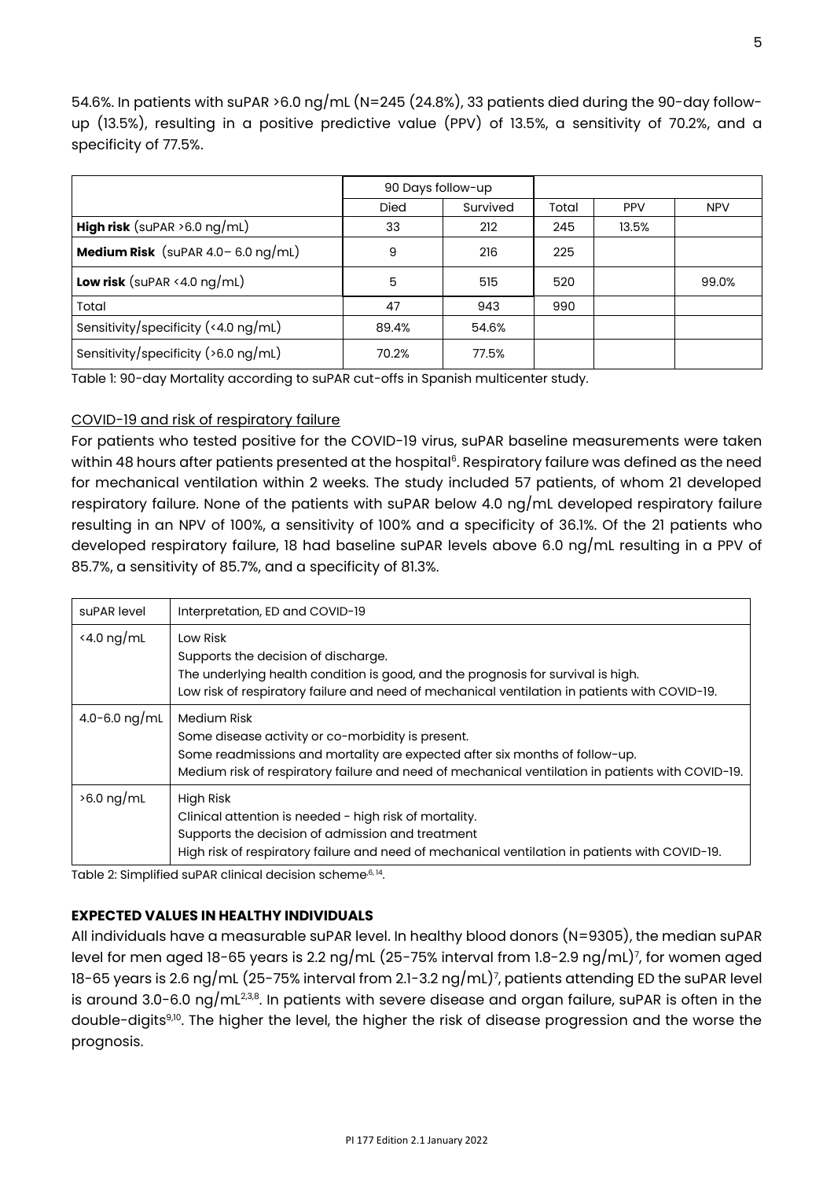54.6%. In patients with suPAR >6.0 ng/mL (N=245 (24.8%), 33 patients died during the 90-day follow-up (13.5%), resulting in a positive predictive value (PPV) of 13.5%, a sensitivity of 70.2%, and a specificity of 77.5%.

| | 90 Days follow-up | | | | |
|---|---|---|---|---|---|
| | Died | Survived | Total | PPV | NPV |
| **High risk** (suPAR >6.0 ng/mL) | 33 | 212 | 245 | 13.5% | |
| **Medium Risk** (suPAR 4.0– 6.0 ng/mL) | 9 | 216 | 225 | | |
| **Low risk** (suPAR <4.0 ng/mL) | 5 | 515 | 520 | | 99.0% |
| Total | 47 | 943 | 990 | | |
| Sensitivity/specificity (<4.0 ng/mL) | 89.4% | 54.6% | | | |
| Sensitivity/specificity (>6.0 ng/mL) | 70.2% | 77.5% | | | |

Table 1: 90-day Mortality according to suPAR cut-offs in Spanish multicenter study.

COVID-19 and risk of respiratory failure

For patients who tested positive for the COVID-19 virus, suPAR baseline measurements were taken within 48 hours after patients presented at the hospital[6]. Respiratory failure was defined as the need for mechanical ventilation within 2 weeks. The study included 57 patients, of whom 21 developed respiratory failure. None of the patients with suPAR below 4.0 ng/mL developed respiratory failure resulting in an NPV of 100%, a sensitivity of 100% and a specificity of 36.1%. Of the 21 patients who developed respiratory failure, 18 had baseline suPAR levels above 6.0 ng/mL resulting in a PPV of 85.7%, a sensitivity of 85.7%, and a specificity of 81.3%.

| suPAR level | Interpretation, ED and COVID-19 |
|---|---|
| <4.0 ng/mL | Low Risk<br>Supports the decision of discharge.<br>The underlying health condition is good, and the prognosis for survival is high.<br>Low risk of respiratory failure and need of mechanical ventilation in patients with COVID-19. |
| 4.0-6.0 ng/mL | Medium Risk<br>Some disease activity or co-morbidity is present.<br>Some readmissions and mortality are expected after six months of follow-up.<br>Medium risk of respiratory failure and need of mechanical ventilation in patients with COVID-19. |
| >6.0 ng/mL | High Risk<br>Clinical attention is needed - high risk of mortality.<br>Supports the decision of admission and treatment<br>High risk of respiratory failure and need of mechanical ventilation in patients with COVID-19. |

Table 2: Simplified suPAR clinical decision scheme[6, 14].

## EXPECTED VALUES IN HEALTHY INDIVIDUALS

All individuals have a measurable suPAR level. In healthy blood donors (N=9305), the median suPAR level for men aged 18-65 years is 2.2 ng/mL (25-75% interval from 1.8-2.9 ng/mL)[7], for women aged 18-65 years is 2.6 ng/mL (25-75% interval from 2.1-3.2 ng/mL)[7], patients attending ED the suPAR level is around 3.0-6.0 ng/mL[2,3,8]. In patients with severe disease and organ failure, suPAR is often in the double-digits[9,10]. The higher the level, the higher the risk of disease progression and the worse the prognosis.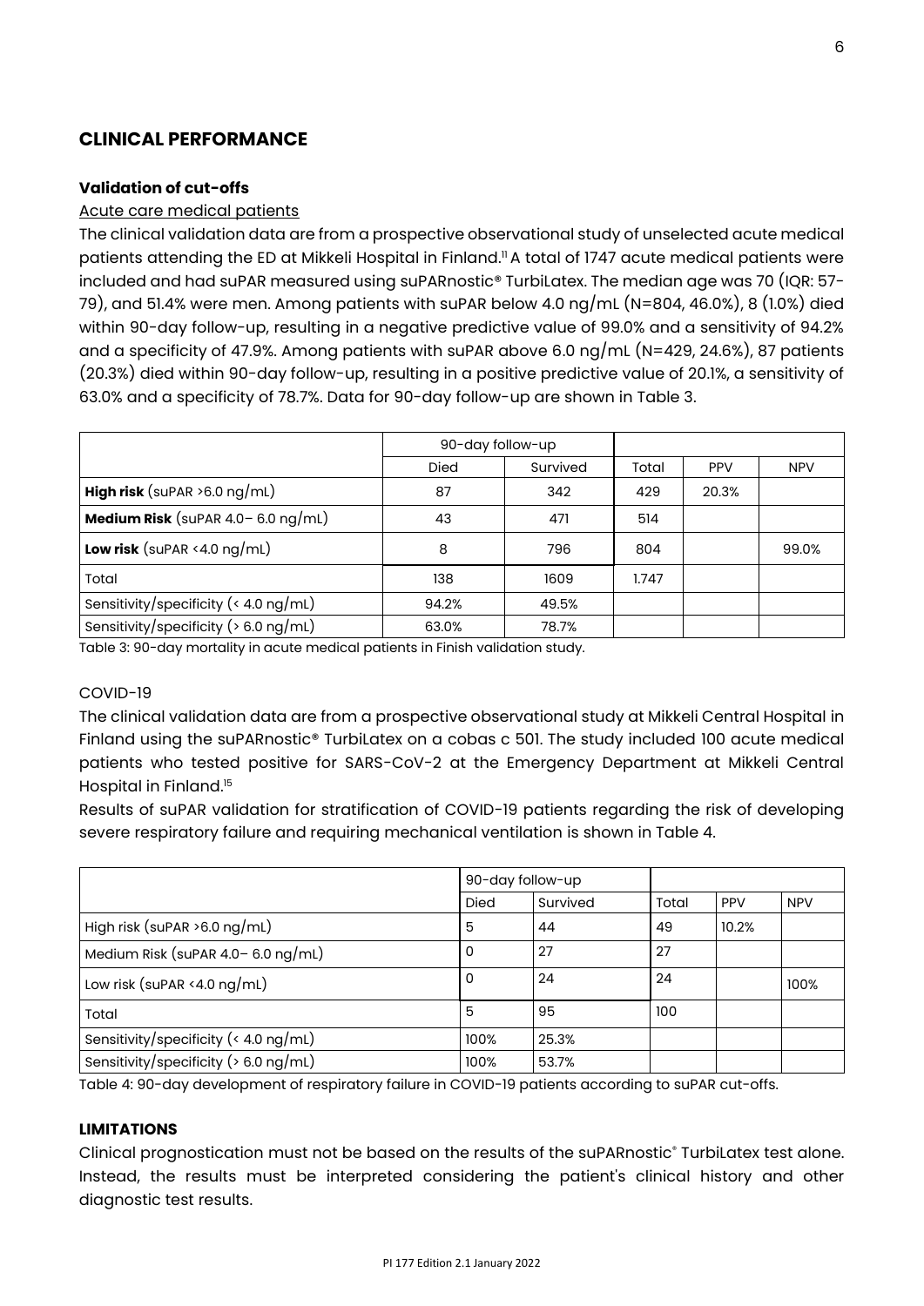## CLINICAL PERFORMANCE

### Validation of cut-offs

Acute care medical patients

The clinical validation data are from a prospective observational study of unselected acute medical patients attending the ED at Mikkeli Hospital in Finland.[11] A total of 1747 acute medical patients were included and had suPAR measured using suPARnostic® TurbiLatex. The median age was 70 (IQR: 57-79), and 51.4% were men. Among patients with suPAR below 4.0 ng/mL (N=804, 46.0%), 8 (1.0%) died within 90-day follow-up, resulting in a negative predictive value of 99.0% and a sensitivity of 94.2% and a specificity of 47.9%. Among patients with suPAR above 6.0 ng/mL (N=429, 24.6%), 87 patients (20.3%) died within 90-day follow-up, resulting in a positive predictive value of 20.1%, a sensitivity of 63.0% and a specificity of 78.7%. Data for 90-day follow-up are shown in Table 3.

| | 90-day follow-up | | | | |
|---|---|---|---|---|---|
| | Died | Survived | Total | PPV | NPV |
| **High risk** (suPAR >6.0 ng/mL) | 87 | 342 | 429 | 20.3% | |
| **Medium Risk** (suPAR 4.0– 6.0 ng/mL) | 43 | 471 | 514 | | |
| **Low risk** (suPAR <4.0 ng/mL) | 8 | 796 | 804 | | 99.0% |
| Total | 138 | 1609 | 1.747 | | |
| Sensitivity/specificity (< 4.0 ng/mL) | 94.2% | 49.5% | | | |
| Sensitivity/specificity (> 6.0 ng/mL) | 63.0% | 78.7% | | | |

Table 3: 90-day mortality in acute medical patients in Finish validation study.

COVID-19

The clinical validation data are from a prospective observational study at Mikkeli Central Hospital in Finland using the suPARnostic® TurbiLatex on a cobas c 501. The study included 100 acute medical patients who tested positive for SARS-CoV-2 at the Emergency Department at Mikkeli Central Hospital in Finland.[15]

Results of suPAR validation for stratification of COVID-19 patients regarding the risk of developing severe respiratory failure and requiring mechanical ventilation is shown in Table 4.

| | 90-day follow-up | | | | |
|---|---|---|---|---|---|
| | Died | Survived | Total | PPV | NPV |
| High risk (suPAR >6.0 ng/mL) | 5 | 44 | 49 | 10.2% | |
| Medium Risk (suPAR 4.0– 6.0 ng/mL) | 0 | 27 | 27 | | |
| Low risk (suPAR <4.0 ng/mL) | 0 | 24 | 24 | | 100% |
| Total | 5 | 95 | 100 | | |
| Sensitivity/specificity (< 4.0 ng/mL) | 100% | 25.3% | | | |
| Sensitivity/specificity (> 6.0 ng/mL) | 100% | 53.7% | | | |

Table 4: 90-day development of respiratory failure in COVID-19 patients according to suPAR cut-offs.

### LIMITATIONS

Clinical prognostication must not be based on the results of the suPARnostic® TurbiLatex test alone. Instead, the results must be interpreted considering the patient's clinical history and other diagnostic test results.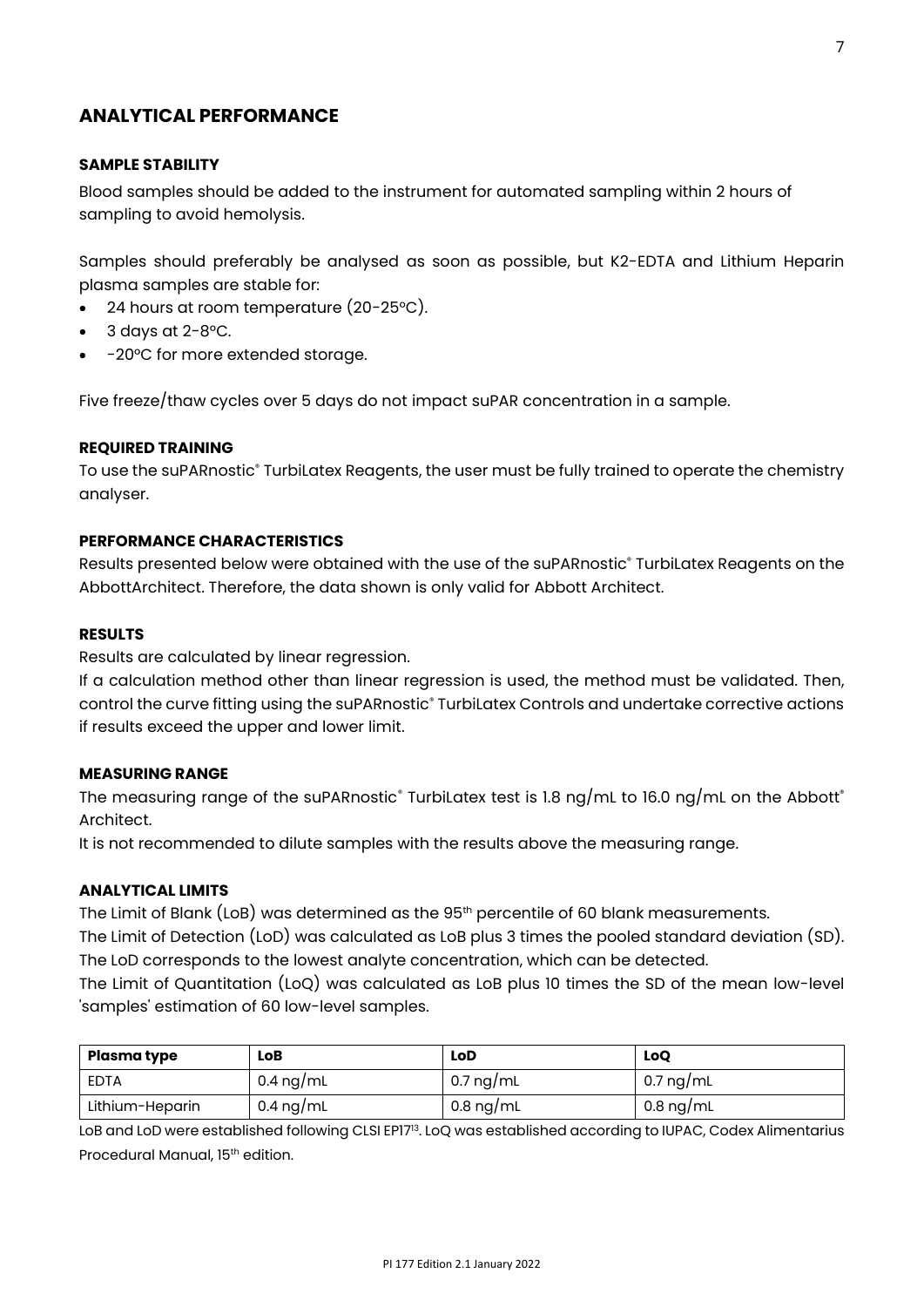## ANALYTICAL PERFORMANCE

### SAMPLE STABILITY

Blood samples should be added to the instrument for automated sampling within 2 hours of sampling to avoid hemolysis.

Samples should preferably be analysed as soon as possible, but K2-EDTA and Lithium Heparin plasma samples are stable for:

- 24 hours at room temperature (20-25°C).
- 3 days at 2-8°C.
- -20°C for more extended storage.

Five freeze/thaw cycles over 5 days do not impact suPAR concentration in a sample.

### REQUIRED TRAINING

To use the suPARnostic® TurbiLatex Reagents, the user must be fully trained to operate the chemistry analyser.

### PERFORMANCE CHARACTERISTICS

Results presented below were obtained with the use of the suPARnostic® TurbiLatex Reagents on the AbbottArchitect. Therefore, the data shown is only valid for Abbott Architect.

### RESULTS

Results are calculated by linear regression.

If a calculation method other than linear regression is used, the method must be validated. Then, control the curve fitting using the suPARnostic® TurbiLatex Controls and undertake corrective actions if results exceed the upper and lower limit.

### MEASURING RANGE

The measuring range of the suPARnostic® TurbiLatex test is 1.8 ng/mL to 16.0 ng/mL on the Abbott® Architect.

It is not recommended to dilute samples with the results above the measuring range.

### ANALYTICAL LIMITS

The Limit of Blank (LoB) was determined as the 95th percentile of 60 blank measurements.

The Limit of Detection (LoD) was calculated as LoB plus 3 times the pooled standard deviation (SD). The LoD corresponds to the lowest analyte concentration, which can be detected.

The Limit of Quantitation (LoQ) was calculated as LoB plus 10 times the SD of the mean low-level 'samples' estimation of 60 low-level samples.

| Plasma type | LoB | LoD | LoQ |
|---|---|---|---|
| EDTA | 0.4 ng/mL | 0.7 ng/mL | 0.7 ng/mL |
| Lithium-Heparin | 0.4 ng/mL | 0.8 ng/mL | 0.8 ng/mL |

LoB and LoD were established following CLSI EP17[13]. LoQ was established according to IUPAC, Codex Alimentarius Procedural Manual, 15th edition.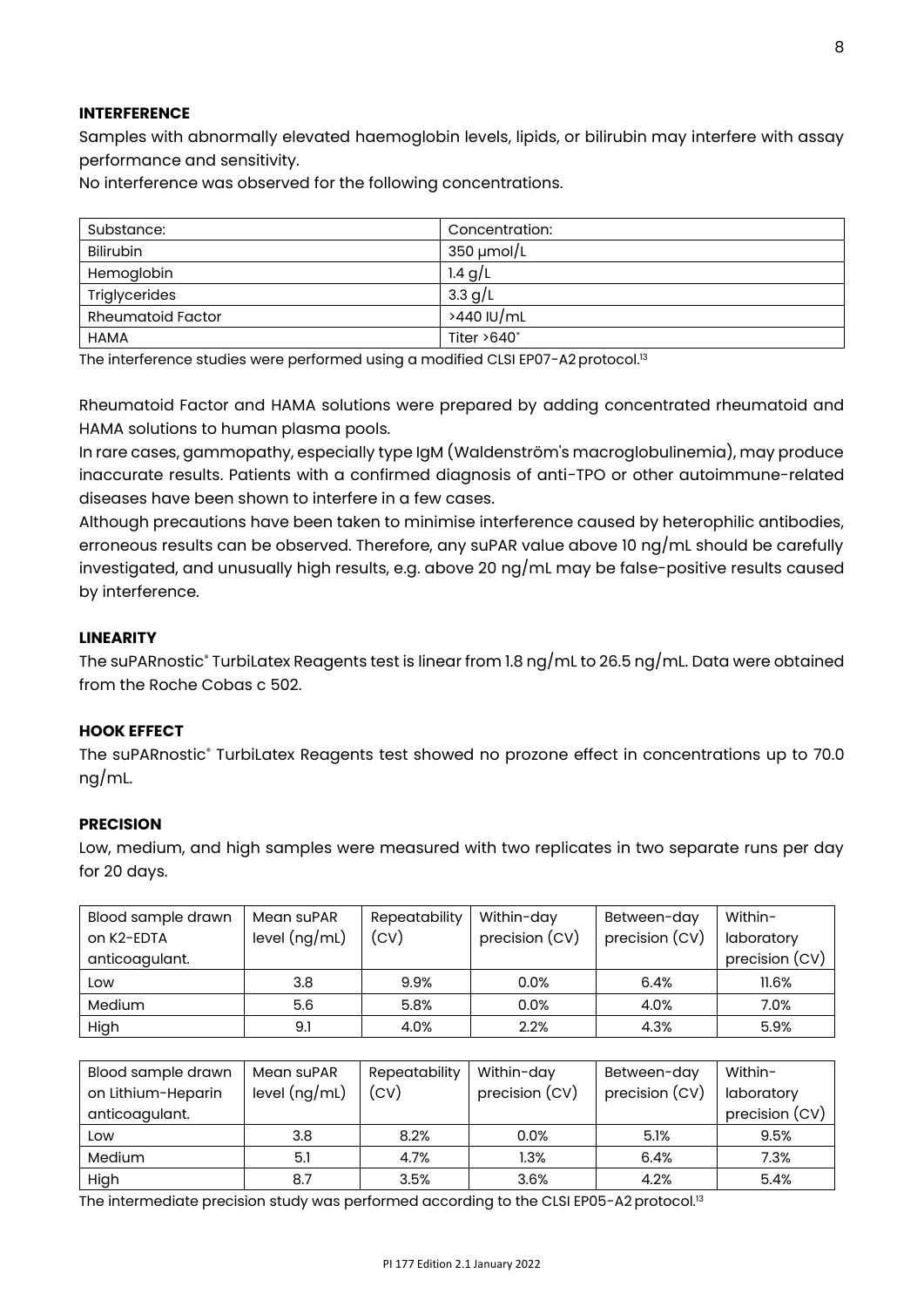## INTERFERENCE

Samples with abnormally elevated haemoglobin levels, lipids, or bilirubin may interfere with assay performance and sensitivity.

No interference was observed for the following concentrations.

| Substance: | Concentration: |
|---|---|
| Bilirubin | 350 µmol/L |
| Hemoglobin | 1.4 g/L |
| Triglycerides | 3.3 g/L |
| Rheumatoid Factor | >440 IU/mL |
| HAMA | Titer >640* |

The interference studies were performed using a modified CLSI EP07-A2 protocol.[13]

Rheumatoid Factor and HAMA solutions were prepared by adding concentrated rheumatoid and HAMA solutions to human plasma pools.

In rare cases, gammopathy, especially type IgM (Waldenström's macroglobulinemia), may produce inaccurate results. Patients with a confirmed diagnosis of anti-TPO or other autoimmune-related diseases have been shown to interfere in a few cases.

Although precautions have been taken to minimise interference caused by heterophilic antibodies, erroneous results can be observed. Therefore, any suPAR value above 10 ng/mL should be carefully investigated, and unusually high results, e.g. above 20 ng/mL may be false-positive results caused by interference.

## LINEARITY

The suPARnostic® TurbiLatex Reagents test is linear from 1.8 ng/mL to 26.5 ng/mL. Data were obtained from the Roche Cobas c 502.

## HOOK EFFECT

The suPARnostic® TurbiLatex Reagents test showed no prozone effect in concentrations up to 70.0 ng/mL.

## PRECISION

Low, medium, and high samples were measured with two replicates in two separate runs per day for 20 days.

| Blood sample drawn on K2-EDTA anticoagulant. | Mean suPAR level (ng/mL) | Repeatability (CV) | Within-day precision (CV) | Between-day precision (CV) | Within-laboratory precision (CV) |
|---|---|---|---|---|---|
| Low | 3.8 | 9.9% | 0.0% | 6.4% | 11.6% |
| Medium | 5.6 | 5.8% | 0.0% | 4.0% | 7.0% |
| High | 9.1 | 4.0% | 2.2% | 4.3% | 5.9% |

| Blood sample drawn on Lithium-Heparin anticoagulant. | Mean suPAR level (ng/mL) | Repeatability (CV) | Within-day precision (CV) | Between-day precision (CV) | Within-laboratory precision (CV) |
|---|---|---|---|---|---|
| Low | 3.8 | 8.2% | 0.0% | 5.1% | 9.5% |
| Medium | 5.1 | 4.7% | 1.3% | 6.4% | 7.3% |
| High | 8.7 | 3.5% | 3.6% | 4.2% | 5.4% |

The intermediate precision study was performed according to the CLSI EP05-A2 protocol.[13]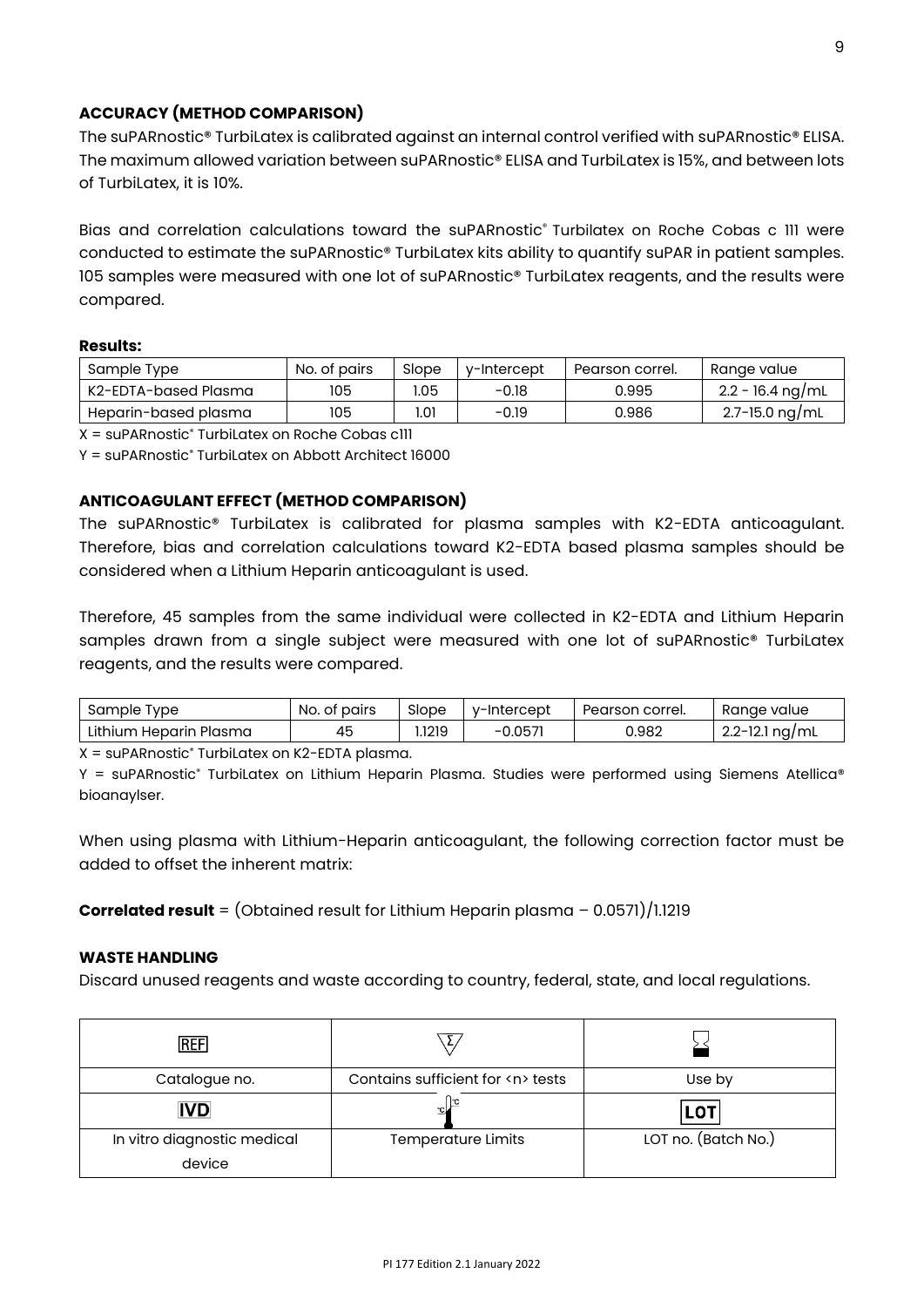### ACCURACY (METHOD COMPARISON)

The suPARnostic® TurbiLatex is calibrated against an internal control verified with suPARnostic® ELISA. The maximum allowed variation between suPARnostic® ELISA and TurbiLatex is 15%, and between lots of TurbiLatex, it is 10%.

Bias and correlation calculations toward the suPARnostic® Turbilatex on Roche Cobas c 111 were conducted to estimate the suPARnostic® TurbiLatex kits ability to quantify suPAR in patient samples. 105 samples were measured with one lot of suPARnostic® TurbiLatex reagents, and the results were compared.

**Results:**

| Sample Type | No. of pairs | Slope | y-Intercept | Pearson correl. | Range value |
|---|---|---|---|---|---|
| K2-EDTA-based Plasma | 105 | 1.05 | -0.18 | 0.995 | 2.2 - 16.4 ng/mL |
| Heparin-based plasma | 105 | 1.01 | -0.19 | 0.986 | 2.7-15.0 ng/mL |

X = suPARnostic® TurbiLatex on Roche Cobas c111

Y = suPARnostic® TurbiLatex on Abbott Architect 16000

### ANTICOAGULANT EFFECT (METHOD COMPARISON)

The suPARnostic® TurbiLatex is calibrated for plasma samples with K2-EDTA anticoagulant. Therefore, bias and correlation calculations toward K2-EDTA based plasma samples should be considered when a Lithium Heparin anticoagulant is used.

Therefore, 45 samples from the same individual were collected in K2-EDTA and Lithium Heparin samples drawn from a single subject were measured with one lot of suPARnostic® TurbiLatex reagents, and the results were compared.

| Sample Type | No. of pairs | Slope | y-Intercept | Pearson correl. | Range value |
|---|---|---|---|---|---|
| Lithium Heparin Plasma | 45 | 1.1219 | -0.0571 | 0.982 | 2.2-12.1 ng/mL |

X = suPARnostic® TurbiLatex on K2-EDTA plasma.

Y = suPARnostic® TurbiLatex on Lithium Heparin Plasma. Studies were performed using Siemens Atellica® bioanaylser.

When using plasma with Lithium-Heparin anticoagulant, the following correction factor must be added to offset the inherent matrix:

**Correlated result** = (Obtained result for Lithium Heparin plasma – 0.0571)/1.1219

### WASTE HANDLING

Discard unused reagents and waste according to country, federal, state, and local regulations.

| REF | Σ | ⌛ |
|---|---|---|
| Catalogue no. | Contains sufficient for <n> tests | Use by |
| IVD | 🌡 | LOT |
| In vitro diagnostic medical device | Temperature Limits | LOT no. (Batch No.) |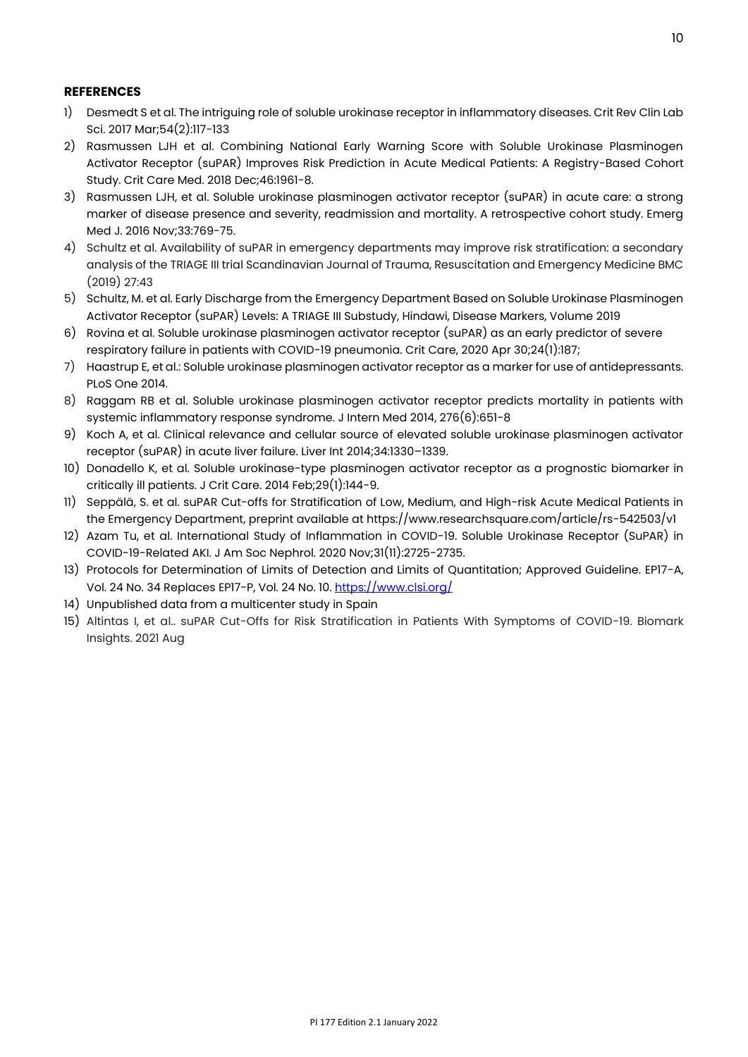**REFERENCES**

1) Desmedt S et al. The intriguing role of soluble urokinase receptor in inflammatory diseases. Crit Rev Clin Lab Sci. 2017 Mar;54(2):117-133
2) Rasmussen LJH et al. Combining National Early Warning Score with Soluble Urokinase Plasminogen Activator Receptor (suPAR) Improves Risk Prediction in Acute Medical Patients: A Registry-Based Cohort Study. Crit Care Med. 2018 Dec;46:1961-8.
3) Rasmussen LJH, et al. Soluble urokinase plasminogen activator receptor (suPAR) in acute care: a strong marker of disease presence and severity, readmission and mortality. A retrospective cohort study. Emerg Med J. 2016 Nov;33:769-75.
4) Schultz et al. Availability of suPAR in emergency departments may improve risk stratification: a secondary analysis of the TRIAGE III trial Scandinavian Journal of Trauma, Resuscitation and Emergency Medicine BMC (2019) 27:43
5) Schultz, M. et al. Early Discharge from the Emergency Department Based on Soluble Urokinase Plasminogen Activator Receptor (suPAR) Levels: A TRIAGE III Substudy, Hindawi, Disease Markers, Volume 2019
6) Rovina et al. Soluble urokinase plasminogen activator receptor (suPAR) as an early predictor of severe respiratory failure in patients with COVID-19 pneumonia. Crit Care, 2020 Apr 30;24(1):187;
7) Haastrup E, et al.: Soluble urokinase plasminogen activator receptor as a marker for use of antidepressants. PLoS One 2014.
8) Raggam RB et al. Soluble urokinase plasminogen activator receptor predicts mortality in patients with systemic inflammatory response syndrome. J Intern Med 2014, 276(6):651-8
9) Koch A, et al. Clinical relevance and cellular source of elevated soluble urokinase plasminogen activator receptor (suPAR) in acute liver failure. Liver Int 2014;34:1330–1339.
10) Donadello K, et al. Soluble urokinase-type plasminogen activator receptor as a prognostic biomarker in critically ill patients. J Crit Care. 2014 Feb;29(1):144-9.
11) Seppälä, S. et al. suPAR Cut-offs for Stratification of Low, Medium, and High-risk Acute Medical Patients in the Emergency Department, preprint available at https://www.researchsquare.com/article/rs-542503/v1
12) Azam Tu, et al. International Study of Inflammation in COVID-19. Soluble Urokinase Receptor (SuPAR) in COVID-19-Related AKI. J Am Soc Nephrol. 2020 Nov;31(11):2725-2735.
13) Protocols for Determination of Limits of Detection and Limits of Quantitation; Approved Guideline. EP17-A, Vol. 24 No. 34 Replaces EP17-P, Vol. 24 No. 10. https://www.clsi.org/
14) Unpublished data from a multicenter study in Spain
15) Altintas I, et al.. suPAR Cut-Offs for Risk Stratification in Patients With Symptoms of COVID-19. Biomark Insights. 2021 Aug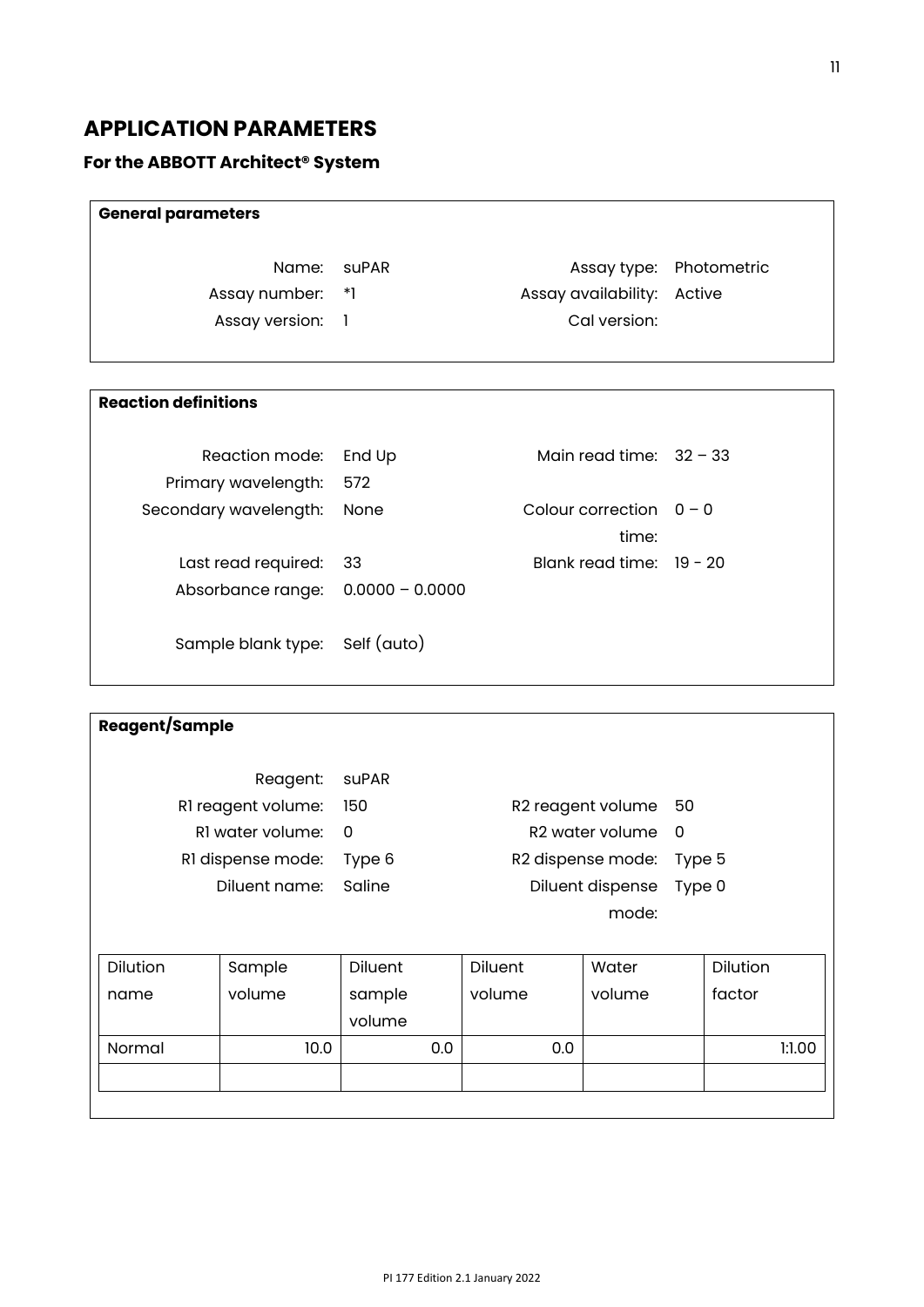## APPLICATION PARAMETERS

### For the ABBOTT Architect® System

**General parameters**

| | | | |
|---|---|---|---|
| Name: | suPAR | Assay type: | Photometric |
| Assay number: | *1 | Assay availability: | Active |
| Assay version: | 1 | Cal version: | |

**Reaction definitions**

| | | | |
|---|---|---|---|
| Reaction mode: | End Up | Main read time: | 32 – 33 |
| Primary wavelength: | 572 | | |
| Secondary wavelength: | None | Colour correction time: | 0 – 0 |
| Last read required: | 33 | Blank read time: | 19 - 20 |
| Absorbance range: | 0.0000 – 0.0000 | | |
| Sample blank type: | Self (auto) | | |

**Reagent/Sample**

| | | | |
|---|---|---|---|
| Reagent: | suPAR | | |
| R1 reagent volume: | 150 | R2 reagent volume | 50 |
| R1 water volume: | 0 | R2 water volume | 0 |
| R1 dispense mode: | Type 6 | R2 dispense mode: | Type 5 |
| Diluent name: | Saline | Diluent dispense mode: | Type 0 |

| Dilution name | Sample volume | Diluent sample volume | Diluent volume | Water volume | Dilution factor |
|---|---|---|---|---|---|
| Normal | 10.0 | 0.0 | 0.0 | | 1:1.00 |
| | | | | | |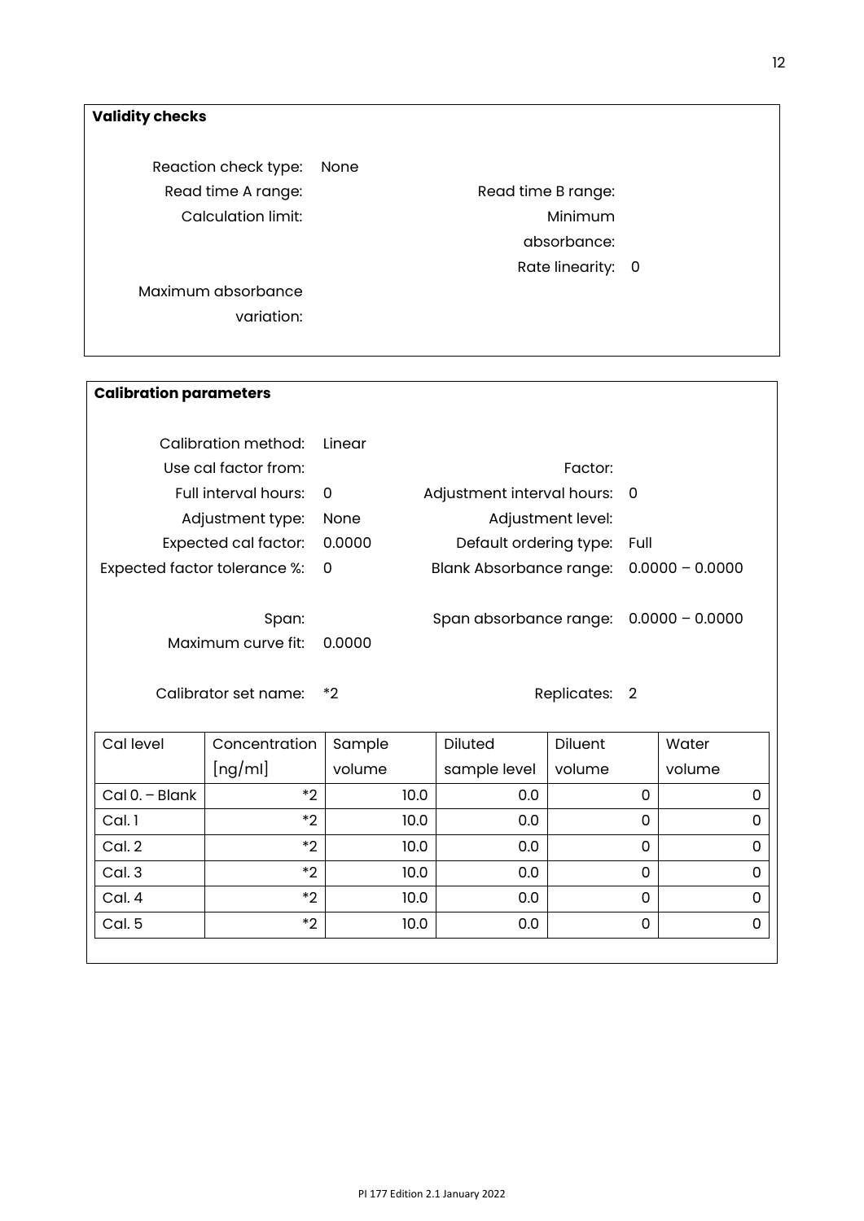**Validity checks**

Reaction check type: None

Read time A range:

Read time B range:

Calculation limit:

Minimum absorbance:

Rate linearity: 0

Maximum absorbance variation:

**Calibration parameters**

Calibration method: Linear

Use cal factor from:

Factor:

Full interval hours: 0

Adjustment interval hours: 0

Adjustment type: None

Adjustment level:

Expected cal factor: 0.0000

Default ordering type: Full

Expected factor tolerance %: 0

Blank Absorbance range: 0.0000 – 0.0000

Span:

Span absorbance range: 0.0000 – 0.0000

Maximum curve fit: 0.0000

Calibrator set name: *2

Replicates: 2

| Cal level | Concentration [ng/ml] | Sample volume | Diluted sample level | Diluent volume | Water volume |
|---|---|---|---|---|---|
| Cal 0. – Blank | *2 | 10.0 | 0.0 | 0 | 0 |
| Cal. 1 | *2 | 10.0 | 0.0 | 0 | 0 |
| Cal. 2 | *2 | 10.0 | 0.0 | 0 | 0 |
| Cal. 3 | *2 | 10.0 | 0.0 | 0 | 0 |
| Cal. 4 | *2 | 10.0 | 0.0 | 0 | 0 |
| Cal. 5 | *2 | 10.0 | 0.0 | 0 | 0 |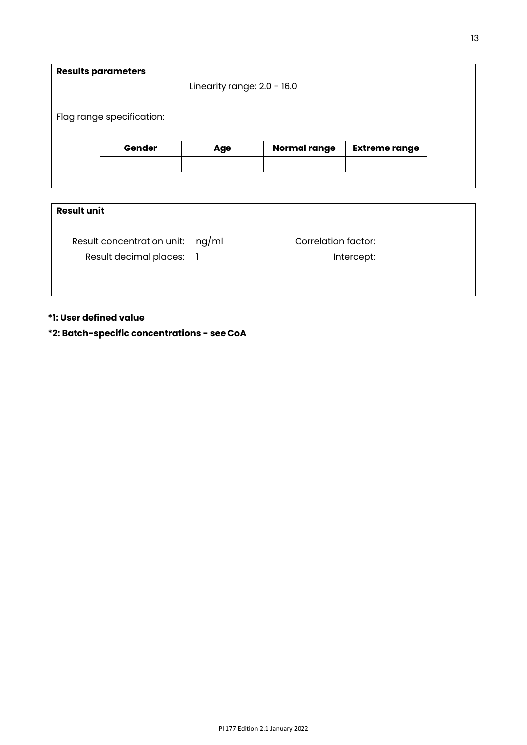**Results parameters**

Linearity range: 2.0 - 16.0

Flag range specification:

| Gender | Age | Normal range | Extreme range |
|---|---|---|---|
| | | | |

**Result unit**

Result concentration unit: ng/ml

Result decimal places: 1

Correlation factor:

Intercept:

**\*1: User defined value**

**\*2: Batch-specific concentrations - see CoA**